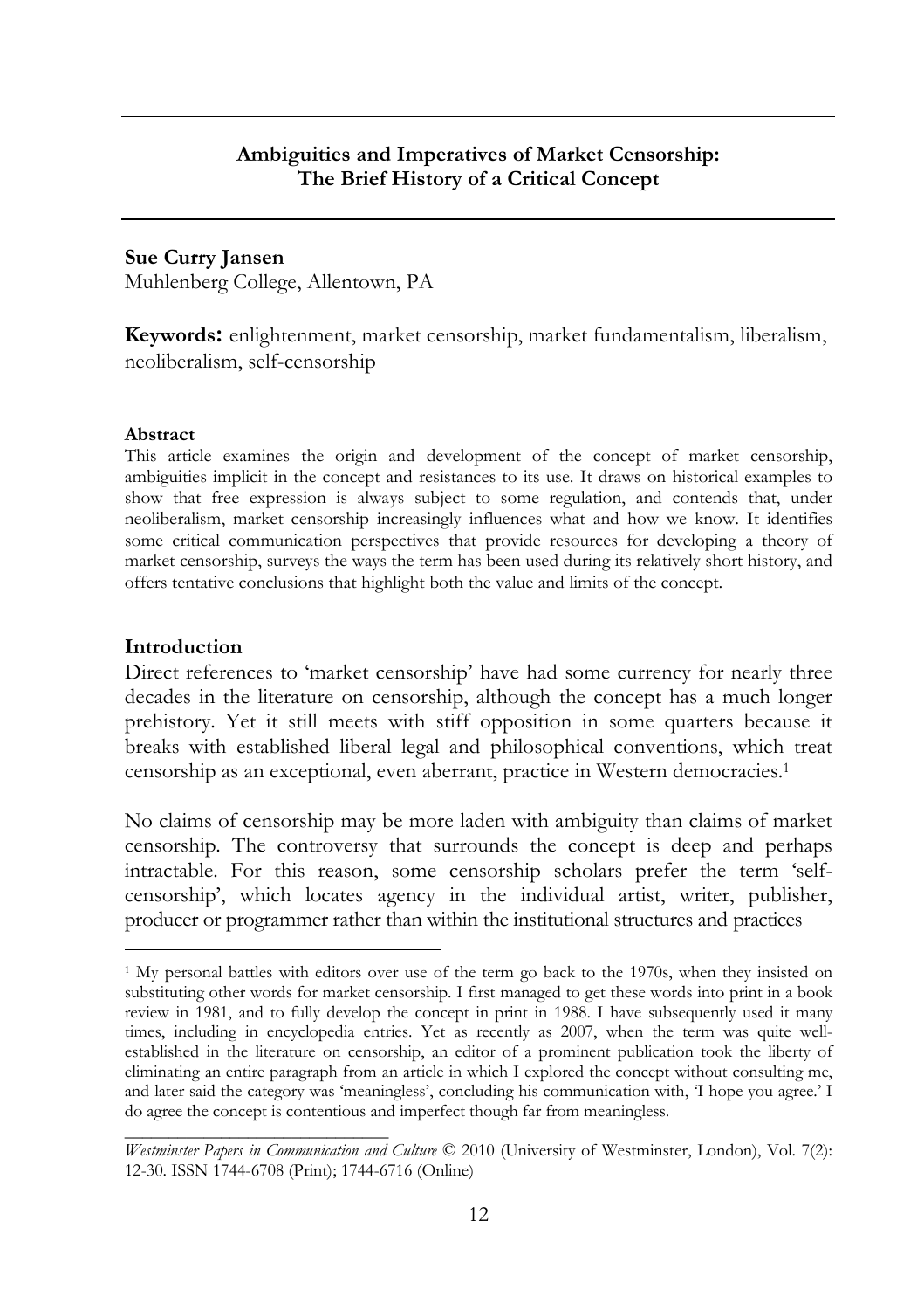# Ambiguities and Imperatives of Market Censorship: The Brief History of a Critical Concept

**Sue Curry Jansen**
Muhlenberg College, Allentown, PA

**Keywords:** enlightenment, market censorship, market fundamentalism, liberalism, neoliberalism, self-censorship

#### Abstract

This article examines the origin and development of the concept of market censorship, ambiguities implicit in the concept and resistances to its use. It draws on historical examples to show that free expression is always subject to some regulation, and contends that, under neoliberalism, market censorship increasingly influences what and how we know. It identifies some critical communication perspectives that provide resources for developing a theory of market censorship, surveys the ways the term has been used during its relatively short history, and offers tentative conclusions that highlight both the value and limits of the concept.

## Introduction

Direct references to 'market censorship' have had some currency for nearly three decades in the literature on censorship, although the concept has a much longer prehistory. Yet it still meets with stiff opposition in some quarters because it breaks with established liberal legal and philosophical conventions, which treat censorship as an exceptional, even aberrant, practice in Western democracies.[1]

No claims of censorship may be more laden with ambiguity than claims of market censorship. The controversy that surrounds the concept is deep and perhaps intractable. For this reason, some censorship scholars prefer the term 'self-censorship', which locates agency in the individual artist, writer, publisher, producer or programmer rather than within the institutional structures and practices

---

[1] My personal battles with editors over use of the term go back to the 1970s, when they insisted on substituting other words for market censorship. I first managed to get these words into print in a book review in 1981, and to fully develop the concept in print in 1988. I have subsequently used it many times, including in encyclopedia entries. Yet as recently as 2007, when the term was quite well-established in the literature on censorship, an editor of a prominent publication took the liberty of eliminating an entire paragraph from an article in which I explored the concept without consulting me, and later said the category was 'meaningless', concluding his communication with, 'I hope you agree.' I do agree the concept is contentious and imperfect though far from meaningless.

*Westminster Papers in Communication and Culture* © 2010 (University of Westminster, London), Vol. 7(2): 12-30. ISSN 1744-6708 (Print); 1744-6716 (Online)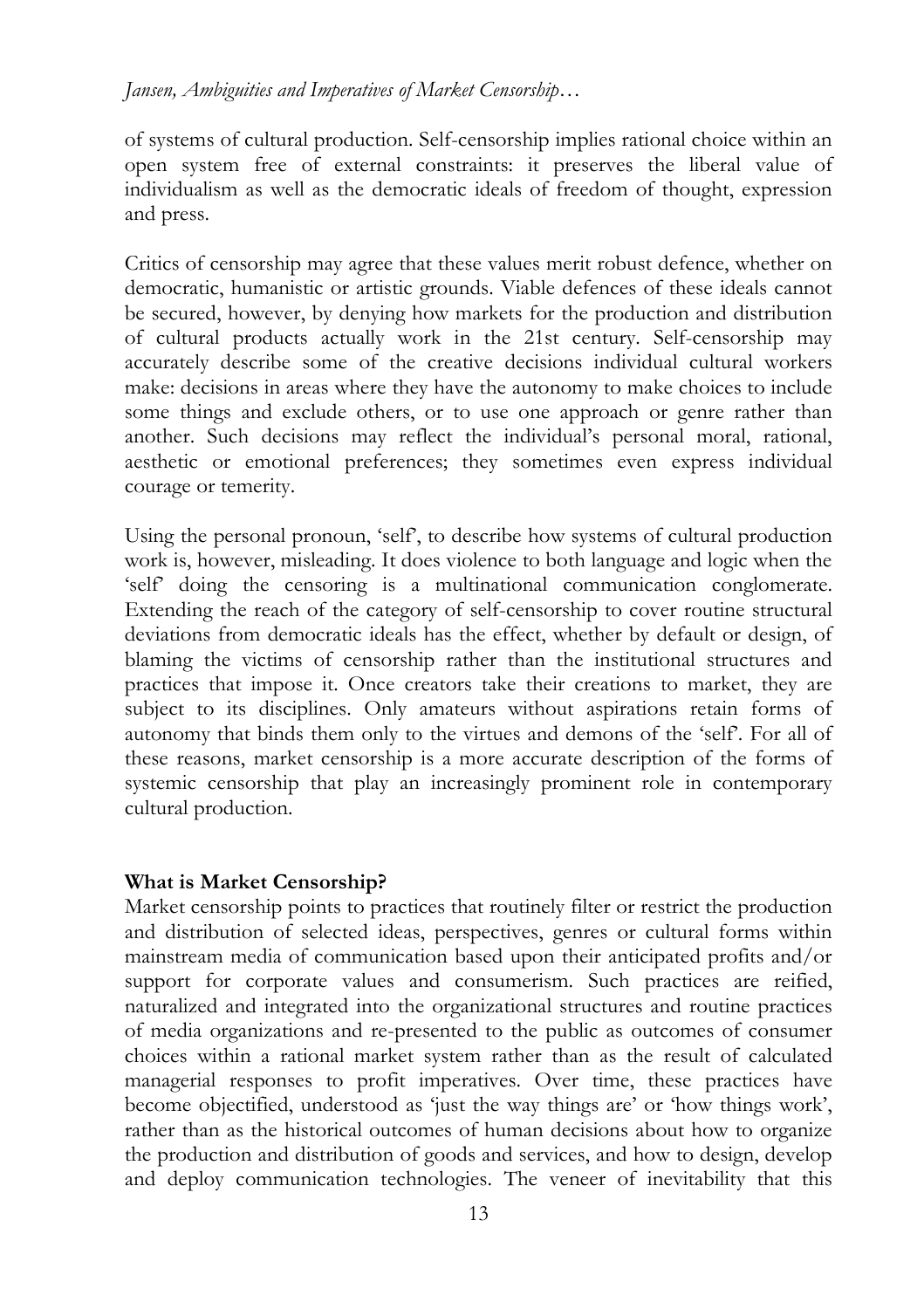of systems of cultural production. Self-censorship implies rational choice within an open system free of external constraints: it preserves the liberal value of individualism as well as the democratic ideals of freedom of thought, expression and press.

Critics of censorship may agree that these values merit robust defence, whether on democratic, humanistic or artistic grounds. Viable defences of these ideals cannot be secured, however, by denying how markets for the production and distribution of cultural products actually work in the 21st century. Self-censorship may accurately describe some of the creative decisions individual cultural workers make: decisions in areas where they have the autonomy to make choices to include some things and exclude others, or to use one approach or genre rather than another. Such decisions may reflect the individual's personal moral, rational, aesthetic or emotional preferences; they sometimes even express individual courage or temerity.

Using the personal pronoun, 'self', to describe how systems of cultural production work is, however, misleading. It does violence to both language and logic when the 'self' doing the censoring is a multinational communication conglomerate. Extending the reach of the category of self-censorship to cover routine structural deviations from democratic ideals has the effect, whether by default or design, of blaming the victims of censorship rather than the institutional structures and practices that impose it. Once creators take their creations to market, they are subject to its disciplines. Only amateurs without aspirations retain forms of autonomy that binds them only to the virtues and demons of the 'self'. For all of these reasons, market censorship is a more accurate description of the forms of systemic censorship that play an increasingly prominent role in contemporary cultural production.

**What is Market Censorship?**

Market censorship points to practices that routinely filter or restrict the production and distribution of selected ideas, perspectives, genres or cultural forms within mainstream media of communication based upon their anticipated profits and/or support for corporate values and consumerism. Such practices are reified, naturalized and integrated into the organizational structures and routine practices of media organizations and re-presented to the public as outcomes of consumer choices within a rational market system rather than as the result of calculated managerial responses to profit imperatives. Over time, these practices have become objectified, understood as 'just the way things are' or 'how things work', rather than as the historical outcomes of human decisions about how to organize the production and distribution of goods and services, and how to design, develop and deploy communication technologies. The veneer of inevitability that this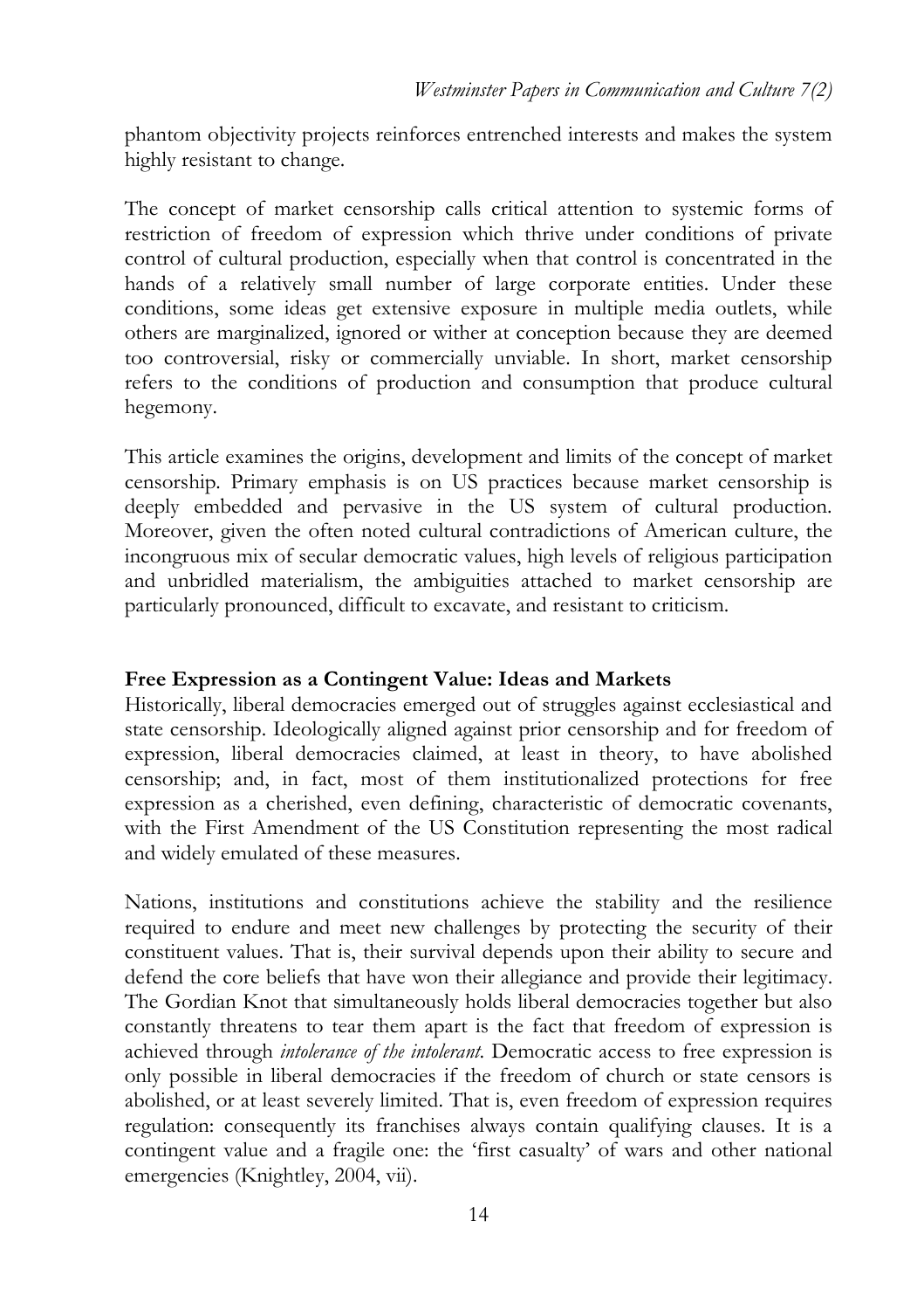phantom objectivity projects reinforces entrenched interests and makes the system highly resistant to change.

The concept of market censorship calls critical attention to systemic forms of restriction of freedom of expression which thrive under conditions of private control of cultural production, especially when that control is concentrated in the hands of a relatively small number of large corporate entities. Under these conditions, some ideas get extensive exposure in multiple media outlets, while others are marginalized, ignored or wither at conception because they are deemed too controversial, risky or commercially unviable. In short, market censorship refers to the conditions of production and consumption that produce cultural hegemony.

This article examines the origins, development and limits of the concept of market censorship. Primary emphasis is on US practices because market censorship is deeply embedded and pervasive in the US system of cultural production. Moreover, given the often noted cultural contradictions of American culture, the incongruous mix of secular democratic values, high levels of religious participation and unbridled materialism, the ambiguities attached to market censorship are particularly pronounced, difficult to excavate, and resistant to criticism.

## Free Expression as a Contingent Value: Ideas and Markets

Historically, liberal democracies emerged out of struggles against ecclesiastical and state censorship. Ideologically aligned against prior censorship and for freedom of expression, liberal democracies claimed, at least in theory, to have abolished censorship; and, in fact, most of them institutionalized protections for free expression as a cherished, even defining, characteristic of democratic covenants, with the First Amendment of the US Constitution representing the most radical and widely emulated of these measures.

Nations, institutions and constitutions achieve the stability and the resilience required to endure and meet new challenges by protecting the security of their constituent values. That is, their survival depends upon their ability to secure and defend the core beliefs that have won their allegiance and provide their legitimacy. The Gordian Knot that simultaneously holds liberal democracies together but also constantly threatens to tear them apart is the fact that freedom of expression is achieved through *intolerance of the intolerant*. Democratic access to free expression is only possible in liberal democracies if the freedom of church or state censors is abolished, or at least severely limited. That is, even freedom of expression requires regulation: consequently its franchises always contain qualifying clauses. It is a contingent value and a fragile one: the 'first casualty' of wars and other national emergencies (Knightley, 2004, vii).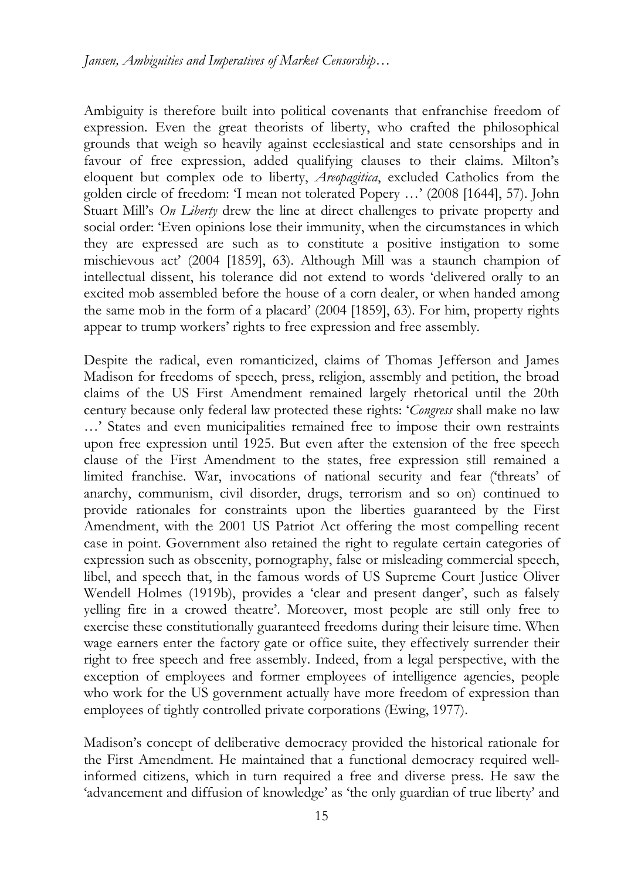Ambiguity is therefore built into political covenants that enfranchise freedom of expression. Even the great theorists of liberty, who crafted the philosophical grounds that weigh so heavily against ecclesiastical and state censorships and in favour of free expression, added qualifying clauses to their claims. Milton's eloquent but complex ode to liberty, *Areopagitica*, excluded Catholics from the golden circle of freedom: 'I mean not tolerated Popery …' (2008 [1644], 57). John Stuart Mill's *On Liberty* drew the line at direct challenges to private property and social order: 'Even opinions lose their immunity, when the circumstances in which they are expressed are such as to constitute a positive instigation to some mischievous act' (2004 [1859], 63). Although Mill was a staunch champion of intellectual dissent, his tolerance did not extend to words 'delivered orally to an excited mob assembled before the house of a corn dealer, or when handed among the same mob in the form of a placard' (2004 [1859], 63). For him, property rights appear to trump workers' rights to free expression and free assembly.

Despite the radical, even romanticized, claims of Thomas Jefferson and James Madison for freedoms of speech, press, religion, assembly and petition, the broad claims of the US First Amendment remained largely rhetorical until the 20th century because only federal law protected these rights: '*Congress* shall make no law …' States and even municipalities remained free to impose their own restraints upon free expression until 1925. But even after the extension of the free speech clause of the First Amendment to the states, free expression still remained a limited franchise. War, invocations of national security and fear ('threats' of anarchy, communism, civil disorder, drugs, terrorism and so on) continued to provide rationales for constraints upon the liberties guaranteed by the First Amendment, with the 2001 US Patriot Act offering the most compelling recent case in point. Government also retained the right to regulate certain categories of expression such as obscenity, pornography, false or misleading commercial speech, libel, and speech that, in the famous words of US Supreme Court Justice Oliver Wendell Holmes (1919b), provides a 'clear and present danger', such as falsely yelling fire in a crowed theatre'. Moreover, most people are still only free to exercise these constitutionally guaranteed freedoms during their leisure time. When wage earners enter the factory gate or office suite, they effectively surrender their right to free speech and free assembly. Indeed, from a legal perspective, with the exception of employees and former employees of intelligence agencies, people who work for the US government actually have more freedom of expression than employees of tightly controlled private corporations (Ewing, 1977).

Madison's concept of deliberative democracy provided the historical rationale for the First Amendment. He maintained that a functional democracy required well-informed citizens, which in turn required a free and diverse press. He saw the 'advancement and diffusion of knowledge' as 'the only guardian of true liberty' and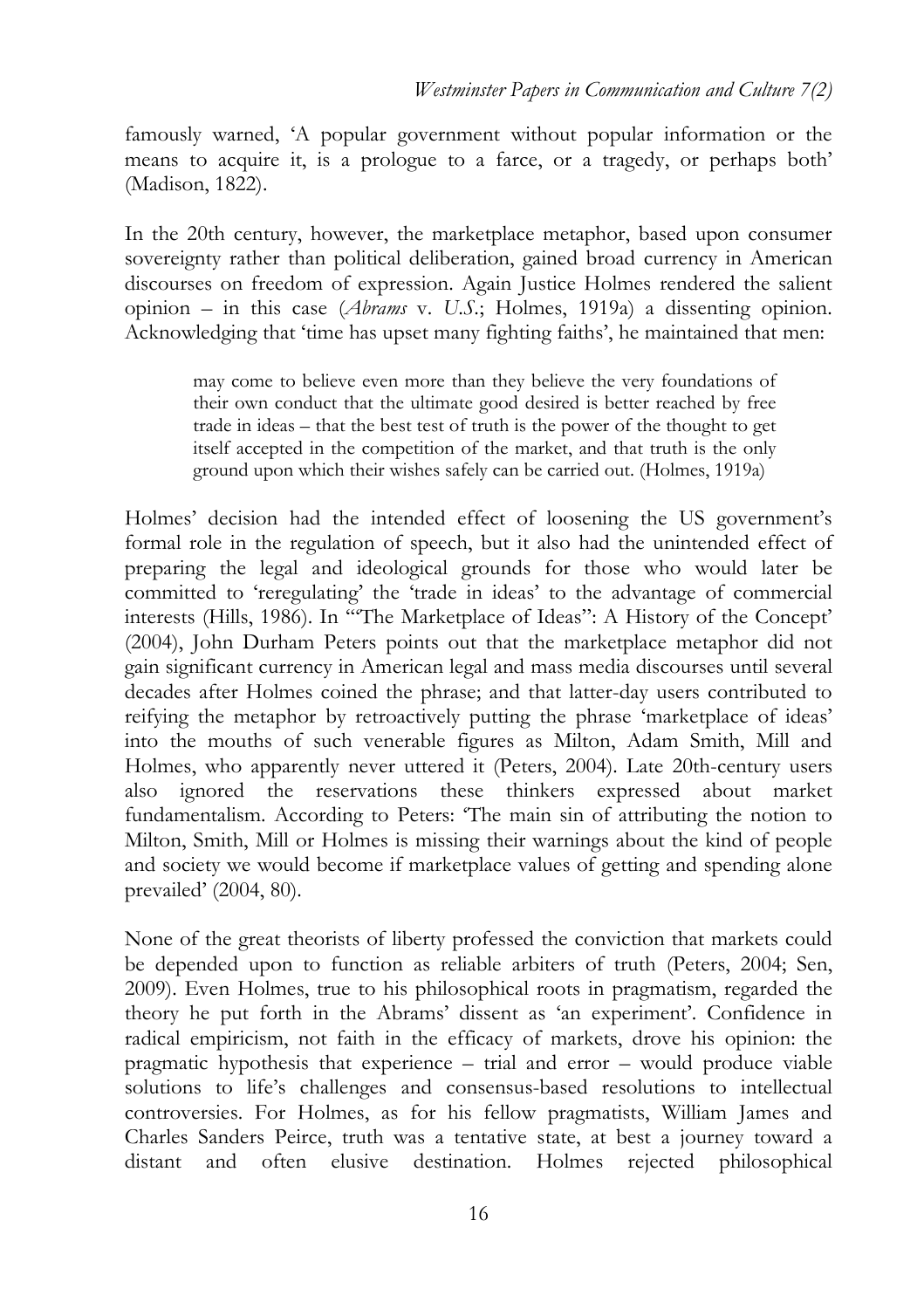famously warned, 'A popular government without popular information or the means to acquire it, is a prologue to a farce, or a tragedy, or perhaps both' (Madison, 1822).

In the 20th century, however, the marketplace metaphor, based upon consumer sovereignty rather than political deliberation, gained broad currency in American discourses on freedom of expression. Again Justice Holmes rendered the salient opinion – in this case (*Abrams* v. *U.S.*; Holmes, 1919a) a dissenting opinion. Acknowledging that 'time has upset many fighting faiths', he maintained that men:

> may come to believe even more than they believe the very foundations of their own conduct that the ultimate good desired is better reached by free trade in ideas – that the best test of truth is the power of the thought to get itself accepted in the competition of the market, and that truth is the only ground upon which their wishes safely can be carried out. (Holmes, 1919a)

Holmes' decision had the intended effect of loosening the US government's formal role in the regulation of speech, but it also had the unintended effect of preparing the legal and ideological grounds for those who would later be committed to 'reregulating' the 'trade in ideas' to the advantage of commercial interests (Hills, 1986). In '"The Marketplace of Ideas": A History of the Concept' (2004), John Durham Peters points out that the marketplace metaphor did not gain significant currency in American legal and mass media discourses until several decades after Holmes coined the phrase; and that latter-day users contributed to reifying the metaphor by retroactively putting the phrase 'marketplace of ideas' into the mouths of such venerable figures as Milton, Adam Smith, Mill and Holmes, who apparently never uttered it (Peters, 2004). Late 20th-century users also ignored the reservations these thinkers expressed about market fundamentalism. According to Peters: 'The main sin of attributing the notion to Milton, Smith, Mill or Holmes is missing their warnings about the kind of people and society we would become if marketplace values of getting and spending alone prevailed' (2004, 80).

None of the great theorists of liberty professed the conviction that markets could be depended upon to function as reliable arbiters of truth (Peters, 2004; Sen, 2009). Even Holmes, true to his philosophical roots in pragmatism, regarded the theory he put forth in the Abrams' dissent as 'an experiment'. Confidence in radical empiricism, not faith in the efficacy of markets, drove his opinion: the pragmatic hypothesis that experience – trial and error – would produce viable solutions to life's challenges and consensus-based resolutions to intellectual controversies. For Holmes, as for his fellow pragmatists, William James and Charles Sanders Peirce, truth was a tentative state, at best a journey toward a distant and often elusive destination. Holmes rejected philosophical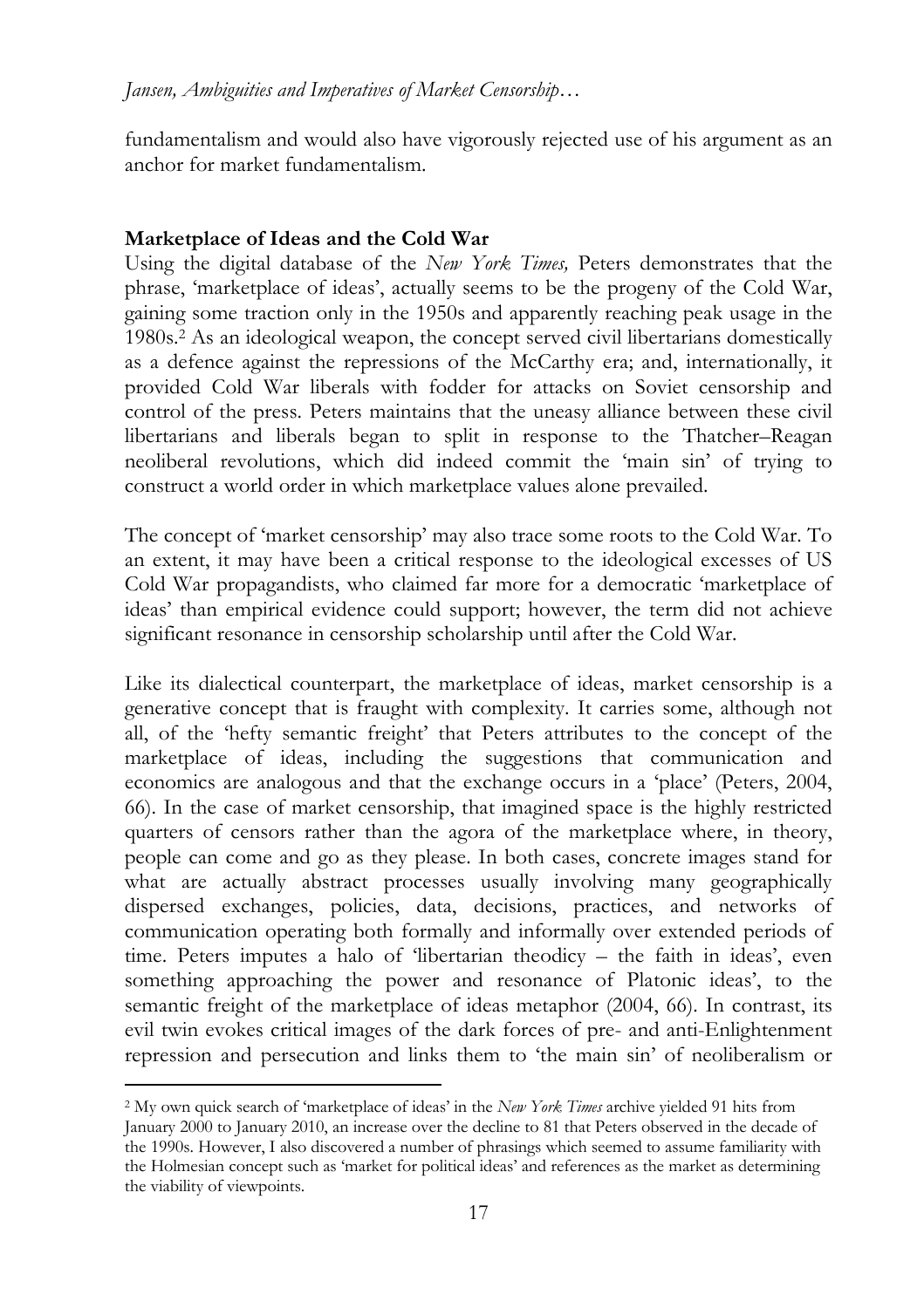fundamentalism and would also have vigorously rejected use of his argument as an anchor for market fundamentalism.

**Marketplace of Ideas and the Cold War**

Using the digital database of the *New York Times,* Peters demonstrates that the phrase, 'marketplace of ideas', actually seems to be the progeny of the Cold War, gaining some traction only in the 1950s and apparently reaching peak usage in the 1980s.[2] As an ideological weapon, the concept served civil libertarians domestically as a defence against the repressions of the McCarthy era; and, internationally, it provided Cold War liberals with fodder for attacks on Soviet censorship and control of the press. Peters maintains that the uneasy alliance between these civil libertarians and liberals began to split in response to the Thatcher–Reagan neoliberal revolutions, which did indeed commit the 'main sin' of trying to construct a world order in which marketplace values alone prevailed.

The concept of 'market censorship' may also trace some roots to the Cold War. To an extent, it may have been a critical response to the ideological excesses of US Cold War propagandists, who claimed far more for a democratic 'marketplace of ideas' than empirical evidence could support; however, the term did not achieve significant resonance in censorship scholarship until after the Cold War.

Like its dialectical counterpart, the marketplace of ideas, market censorship is a generative concept that is fraught with complexity. It carries some, although not all, of the 'hefty semantic freight' that Peters attributes to the concept of the marketplace of ideas, including the suggestions that communication and economics are analogous and that the exchange occurs in a 'place' (Peters, 2004, 66). In the case of market censorship, that imagined space is the highly restricted quarters of censors rather than the agora of the marketplace where, in theory, people can come and go as they please. In both cases, concrete images stand for what are actually abstract processes usually involving many geographically dispersed exchanges, policies, data, decisions, practices, and networks of communication operating both formally and informally over extended periods of time. Peters imputes a halo of 'libertarian theodicy – the faith in ideas', even something approaching the power and resonance of Platonic ideas', to the semantic freight of the marketplace of ideas metaphor (2004, 66). In contrast, its evil twin evokes critical images of the dark forces of pre- and anti-Enlightenment repression and persecution and links them to 'the main sin' of neoliberalism or

[2] My own quick search of 'marketplace of ideas' in the *New York Times* archive yielded 91 hits from January 2000 to January 2010, an increase over the decline to 81 that Peters observed in the decade of the 1990s. However, I also discovered a number of phrasings which seemed to assume familiarity with the Holmesian concept such as 'market for political ideas' and references as the market as determining the viability of viewpoints.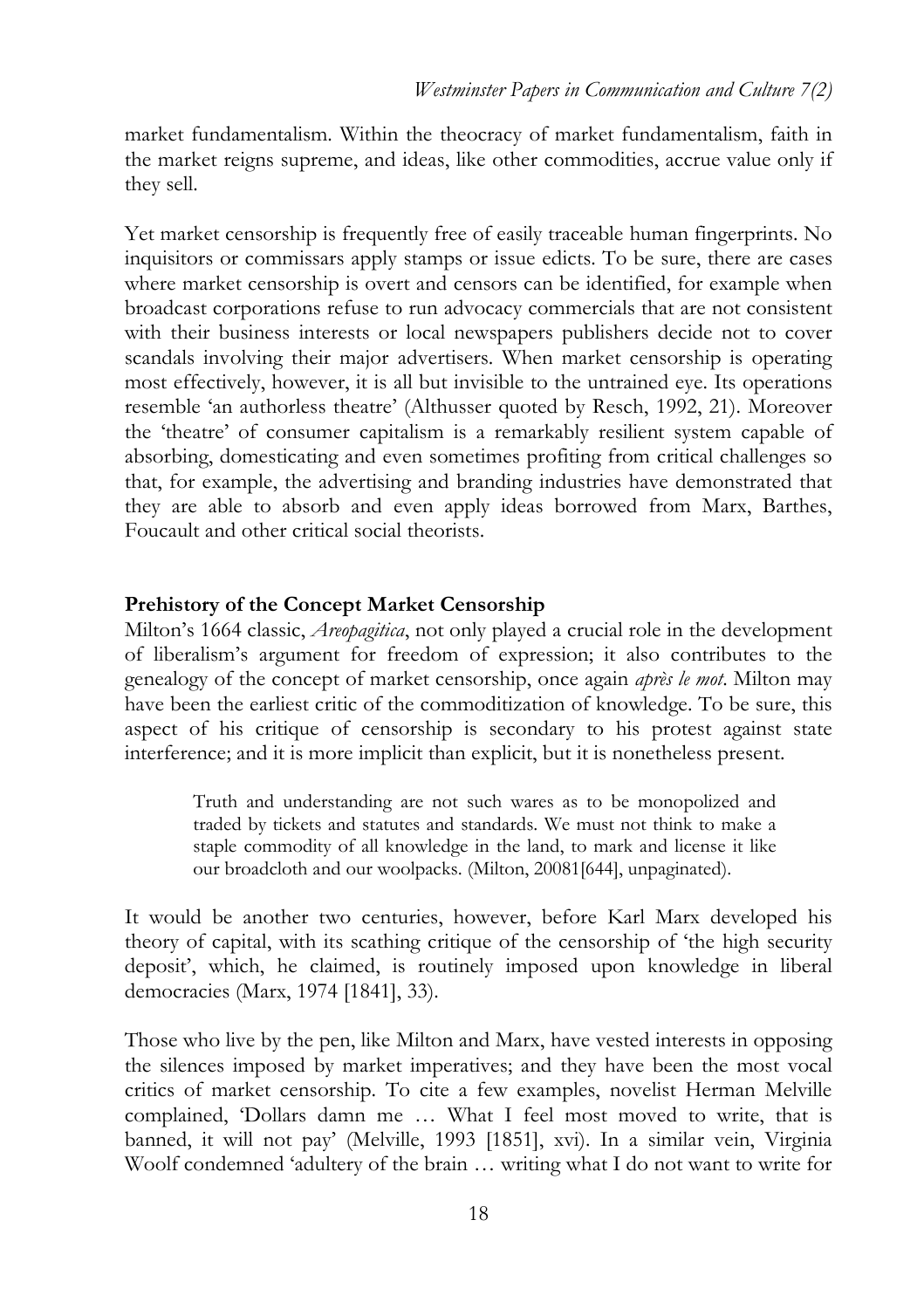market fundamentalism. Within the theocracy of market fundamentalism, faith in the market reigns supreme, and ideas, like other commodities, accrue value only if they sell.

Yet market censorship is frequently free of easily traceable human fingerprints. No inquisitors or commissars apply stamps or issue edicts. To be sure, there are cases where market censorship is overt and censors can be identified, for example when broadcast corporations refuse to run advocacy commercials that are not consistent with their business interests or local newspapers publishers decide not to cover scandals involving their major advertisers. When market censorship is operating most effectively, however, it is all but invisible to the untrained eye. Its operations resemble 'an authorless theatre' (Althusser quoted by Resch, 1992, 21). Moreover the 'theatre' of consumer capitalism is a remarkably resilient system capable of absorbing, domesticating and even sometimes profiting from critical challenges so that, for example, the advertising and branding industries have demonstrated that they are able to absorb and even apply ideas borrowed from Marx, Barthes, Foucault and other critical social theorists.

## Prehistory of the Concept Market Censorship

Milton's 1664 classic, *Areopagitica*, not only played a crucial role in the development of liberalism's argument for freedom of expression; it also contributes to the genealogy of the concept of market censorship, once again *après le mot*. Milton may have been the earliest critic of the commoditization of knowledge. To be sure, this aspect of his critique of censorship is secondary to his protest against state interference; and it is more implicit than explicit, but it is nonetheless present.

> Truth and understanding are not such wares as to be monopolized and traded by tickets and statutes and standards. We must not think to make a staple commodity of all knowledge in the land, to mark and license it like our broadcloth and our woolpacks. (Milton, 20081[644], unpaginated).

It would be another two centuries, however, before Karl Marx developed his theory of capital, with its scathing critique of the censorship of 'the high security deposit', which, he claimed, is routinely imposed upon knowledge in liberal democracies (Marx, 1974 [1841], 33).

Those who live by the pen, like Milton and Marx, have vested interests in opposing the silences imposed by market imperatives; and they have been the most vocal critics of market censorship. To cite a few examples, novelist Herman Melville complained, 'Dollars damn me … What I feel most moved to write, that is banned, it will not pay' (Melville, 1993 [1851], xvi). In a similar vein, Virginia Woolf condemned 'adultery of the brain … writing what I do not want to write for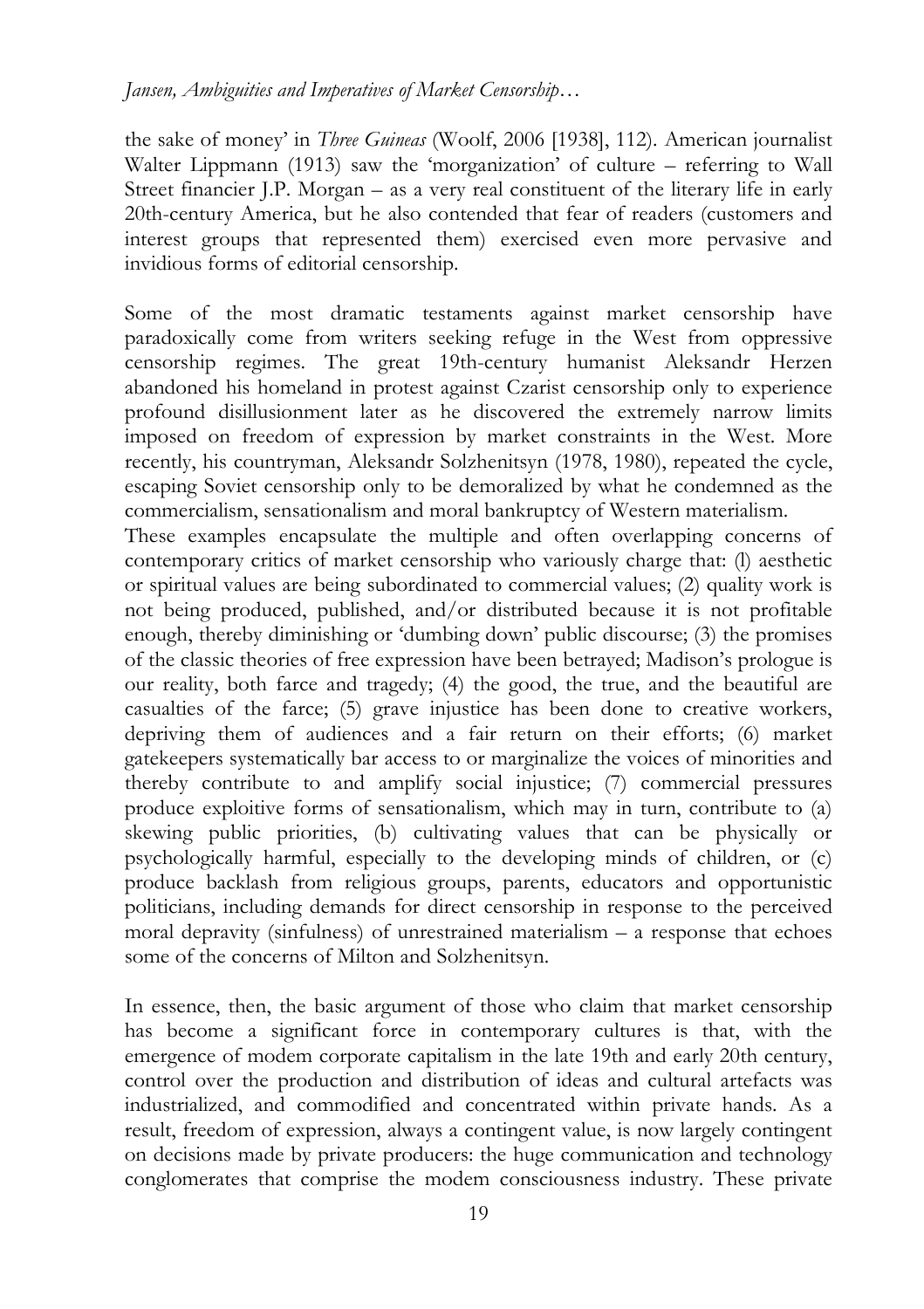the sake of money' in *Three Guineas* (Woolf, 2006 [1938], 112). American journalist Walter Lippmann (1913) saw the 'morganization' of culture – referring to Wall Street financier J.P. Morgan – as a very real constituent of the literary life in early 20th-century America, but he also contended that fear of readers (customers and interest groups that represented them) exercised even more pervasive and invidious forms of editorial censorship.

Some of the most dramatic testaments against market censorship have paradoxically come from writers seeking refuge in the West from oppressive censorship regimes. The great 19th-century humanist Aleksandr Herzen abandoned his homeland in protest against Czarist censorship only to experience profound disillusionment later as he discovered the extremely narrow limits imposed on freedom of expression by market constraints in the West. More recently, his countryman, Aleksandr Solzhenitsyn (1978, 1980), repeated the cycle, escaping Soviet censorship only to be demoralized by what he condemned as the commercialism, sensationalism and moral bankruptcy of Western materialism.

These examples encapsulate the multiple and often overlapping concerns of contemporary critics of market censorship who variously charge that: (l) aesthetic or spiritual values are being subordinated to commercial values; (2) quality work is not being produced, published, and/or distributed because it is not profitable enough, thereby diminishing or 'dumbing down' public discourse; (3) the promises of the classic theories of free expression have been betrayed; Madison's prologue is our reality, both farce and tragedy; (4) the good, the true, and the beautiful are casualties of the farce; (5) grave injustice has been done to creative workers, depriving them of audiences and a fair return on their efforts; (6) market gatekeepers systematically bar access to or marginalize the voices of minorities and thereby contribute to and amplify social injustice; (7) commercial pressures produce exploitive forms of sensationalism, which may in turn, contribute to (a) skewing public priorities, (b) cultivating values that can be physically or psychologically harmful, especially to the developing minds of children, or (c) produce backlash from religious groups, parents, educators and opportunistic politicians, including demands for direct censorship in response to the perceived moral depravity (sinfulness) of unrestrained materialism – a response that echoes some of the concerns of Milton and Solzhenitsyn.

In essence, then, the basic argument of those who claim that market censorship has become a significant force in contemporary cultures is that, with the emergence of modem corporate capitalism in the late 19th and early 20th century, control over the production and distribution of ideas and cultural artefacts was industrialized, and commodified and concentrated within private hands. As a result, freedom of expression, always a contingent value, is now largely contingent on decisions made by private producers: the huge communication and technology conglomerates that comprise the modem consciousness industry. These private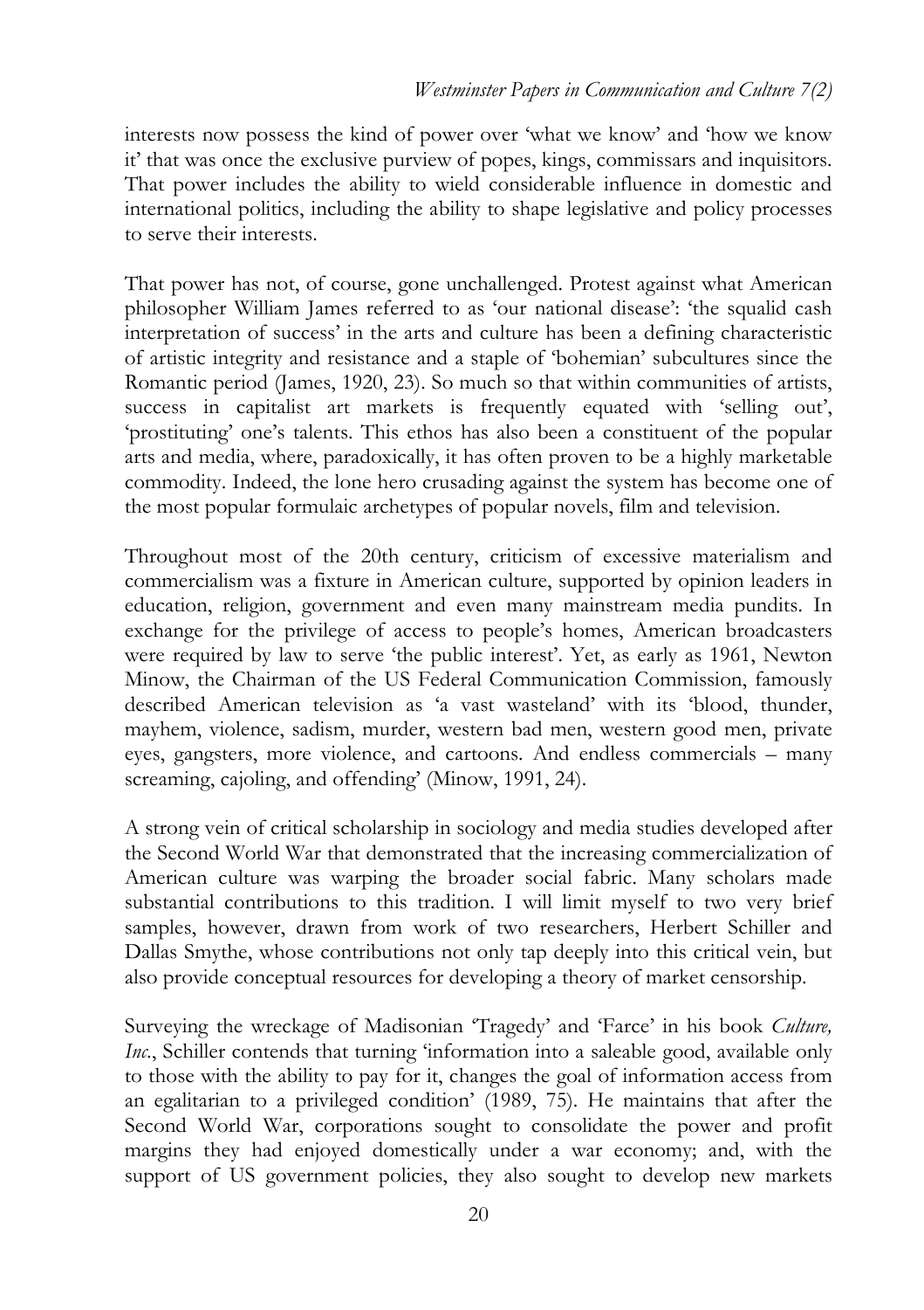interests now possess the kind of power over 'what we know' and 'how we know it' that was once the exclusive purview of popes, kings, commissars and inquisitors. That power includes the ability to wield considerable influence in domestic and international politics, including the ability to shape legislative and policy processes to serve their interests.

That power has not, of course, gone unchallenged. Protest against what American philosopher William James referred to as 'our national disease': 'the squalid cash interpretation of success' in the arts and culture has been a defining characteristic of artistic integrity and resistance and a staple of 'bohemian' subcultures since the Romantic period (James, 1920, 23). So much so that within communities of artists, success in capitalist art markets is frequently equated with 'selling out', 'prostituting' one's talents. This ethos has also been a constituent of the popular arts and media, where, paradoxically, it has often proven to be a highly marketable commodity. Indeed, the lone hero crusading against the system has become one of the most popular formulaic archetypes of popular novels, film and television.

Throughout most of the 20th century, criticism of excessive materialism and commercialism was a fixture in American culture, supported by opinion leaders in education, religion, government and even many mainstream media pundits. In exchange for the privilege of access to people's homes, American broadcasters were required by law to serve 'the public interest'. Yet, as early as 1961, Newton Minow, the Chairman of the US Federal Communication Commission, famously described American television as 'a vast wasteland' with its 'blood, thunder, mayhem, violence, sadism, murder, western bad men, western good men, private eyes, gangsters, more violence, and cartoons. And endless commercials – many screaming, cajoling, and offending' (Minow, 1991, 24).

A strong vein of critical scholarship in sociology and media studies developed after the Second World War that demonstrated that the increasing commercialization of American culture was warping the broader social fabric. Many scholars made substantial contributions to this tradition. I will limit myself to two very brief samples, however, drawn from work of two researchers, Herbert Schiller and Dallas Smythe, whose contributions not only tap deeply into this critical vein, but also provide conceptual resources for developing a theory of market censorship.

Surveying the wreckage of Madisonian 'Tragedy' and 'Farce' in his book *Culture, Inc.*, Schiller contends that turning 'information into a saleable good, available only to those with the ability to pay for it, changes the goal of information access from an egalitarian to a privileged condition' (1989, 75). He maintains that after the Second World War, corporations sought to consolidate the power and profit margins they had enjoyed domestically under a war economy; and, with the support of US government policies, they also sought to develop new markets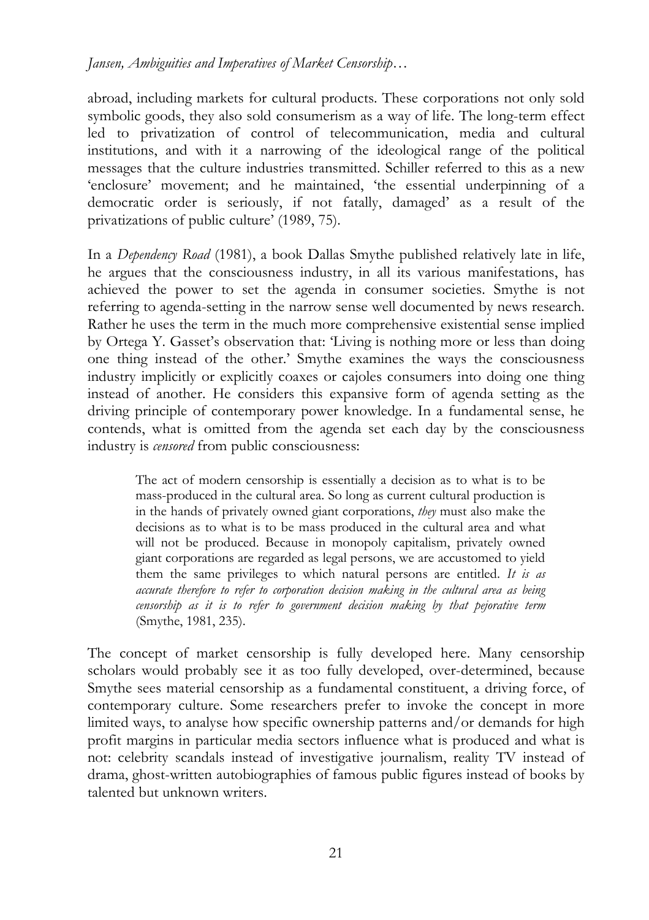abroad, including markets for cultural products. These corporations not only sold symbolic goods, they also sold consumerism as a way of life. The long-term effect led to privatization of control of telecommunication, media and cultural institutions, and with it a narrowing of the ideological range of the political messages that the culture industries transmitted. Schiller referred to this as a new 'enclosure' movement; and he maintained, 'the essential underpinning of a democratic order is seriously, if not fatally, damaged' as a result of the privatizations of public culture' (1989, 75).

In a *Dependency Road* (1981), a book Dallas Smythe published relatively late in life, he argues that the consciousness industry, in all its various manifestations, has achieved the power to set the agenda in consumer societies. Smythe is not referring to agenda-setting in the narrow sense well documented by news research. Rather he uses the term in the much more comprehensive existential sense implied by Ortega Y. Gasset's observation that: 'Living is nothing more or less than doing one thing instead of the other.' Smythe examines the ways the consciousness industry implicitly or explicitly coaxes or cajoles consumers into doing one thing instead of another. He considers this expansive form of agenda setting as the driving principle of contemporary power knowledge. In a fundamental sense, he contends, what is omitted from the agenda set each day by the consciousness industry is *censored* from public consciousness:

> The act of modern censorship is essentially a decision as to what is to be mass-produced in the cultural area. So long as current cultural production is in the hands of privately owned giant corporations, *they* must also make the decisions as to what is to be mass produced in the cultural area and what will not be produced. Because in monopoly capitalism, privately owned giant corporations are regarded as legal persons, we are accustomed to yield them the same privileges to which natural persons are entitled. *It is as accurate therefore to refer to corporation decision making in the cultural area as being censorship as it is to refer to government decision making by that pejorative term* (Smythe, 1981, 235).

The concept of market censorship is fully developed here. Many censorship scholars would probably see it as too fully developed, over-determined, because Smythe sees material censorship as a fundamental constituent, a driving force, of contemporary culture. Some researchers prefer to invoke the concept in more limited ways, to analyse how specific ownership patterns and/or demands for high profit margins in particular media sectors influence what is produced and what is not: celebrity scandals instead of investigative journalism, reality TV instead of drama, ghost-written autobiographies of famous public figures instead of books by talented but unknown writers.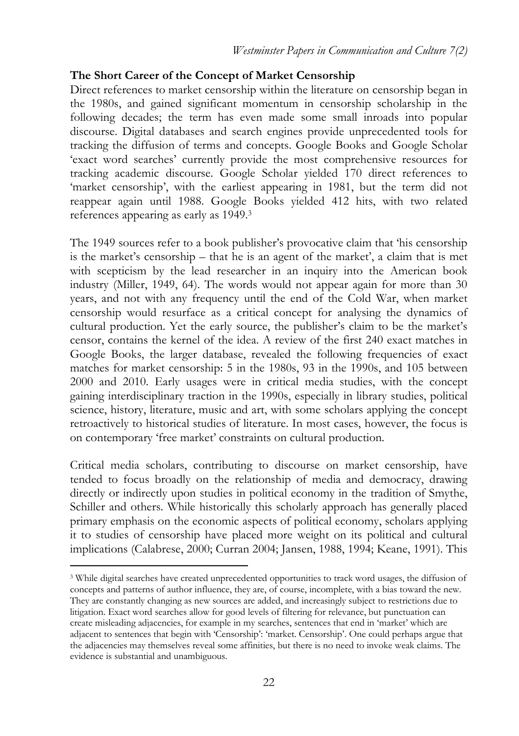## The Short Career of the Concept of Market Censorship

Direct references to market censorship within the literature on censorship began in the 1980s, and gained significant momentum in censorship scholarship in the following decades; the term has even made some small inroads into popular discourse. Digital databases and search engines provide unprecedented tools for tracking the diffusion of terms and concepts. Google Books and Google Scholar 'exact word searches' currently provide the most comprehensive resources for tracking academic discourse. Google Scholar yielded 170 direct references to 'market censorship', with the earliest appearing in 1981, but the term did not reappear again until 1988. Google Books yielded 412 hits, with two related references appearing as early as 1949.[3]

The 1949 sources refer to a book publisher's provocative claim that 'his censorship is the market's censorship – that he is an agent of the market', a claim that is met with scepticism by the lead researcher in an inquiry into the American book industry (Miller, 1949, 64). The words would not appear again for more than 30 years, and not with any frequency until the end of the Cold War, when market censorship would resurface as a critical concept for analysing the dynamics of cultural production. Yet the early source, the publisher's claim to be the market's censor, contains the kernel of the idea. A review of the first 240 exact matches in Google Books, the larger database, revealed the following frequencies of exact matches for market censorship: 5 in the 1980s, 93 in the 1990s, and 105 between 2000 and 2010. Early usages were in critical media studies, with the concept gaining interdisciplinary traction in the 1990s, especially in library studies, political science, history, literature, music and art, with some scholars applying the concept retroactively to historical studies of literature. In most cases, however, the focus is on contemporary 'free market' constraints on cultural production.

Critical media scholars, contributing to discourse on market censorship, have tended to focus broadly on the relationship of media and democracy, drawing directly or indirectly upon studies in political economy in the tradition of Smythe, Schiller and others. While historically this scholarly approach has generally placed primary emphasis on the economic aspects of political economy, scholars applying it to studies of censorship have placed more weight on its political and cultural implications (Calabrese, 2000; Curran 2004; Jansen, 1988, 1994; Keane, 1991). This

[3] While digital searches have created unprecedented opportunities to track word usages, the diffusion of concepts and patterns of author influence, they are, of course, incomplete, with a bias toward the new. They are constantly changing as new sources are added, and increasingly subject to restrictions due to litigation. Exact word searches allow for good levels of filtering for relevance, but punctuation can create misleading adjacencies, for example in my searches, sentences that end in 'market' which are adjacent to sentences that begin with 'Censorship': 'market. Censorship'. One could perhaps argue that the adjacencies may themselves reveal some affinities, but there is no need to invoke weak claims. The evidence is substantial and unambiguous.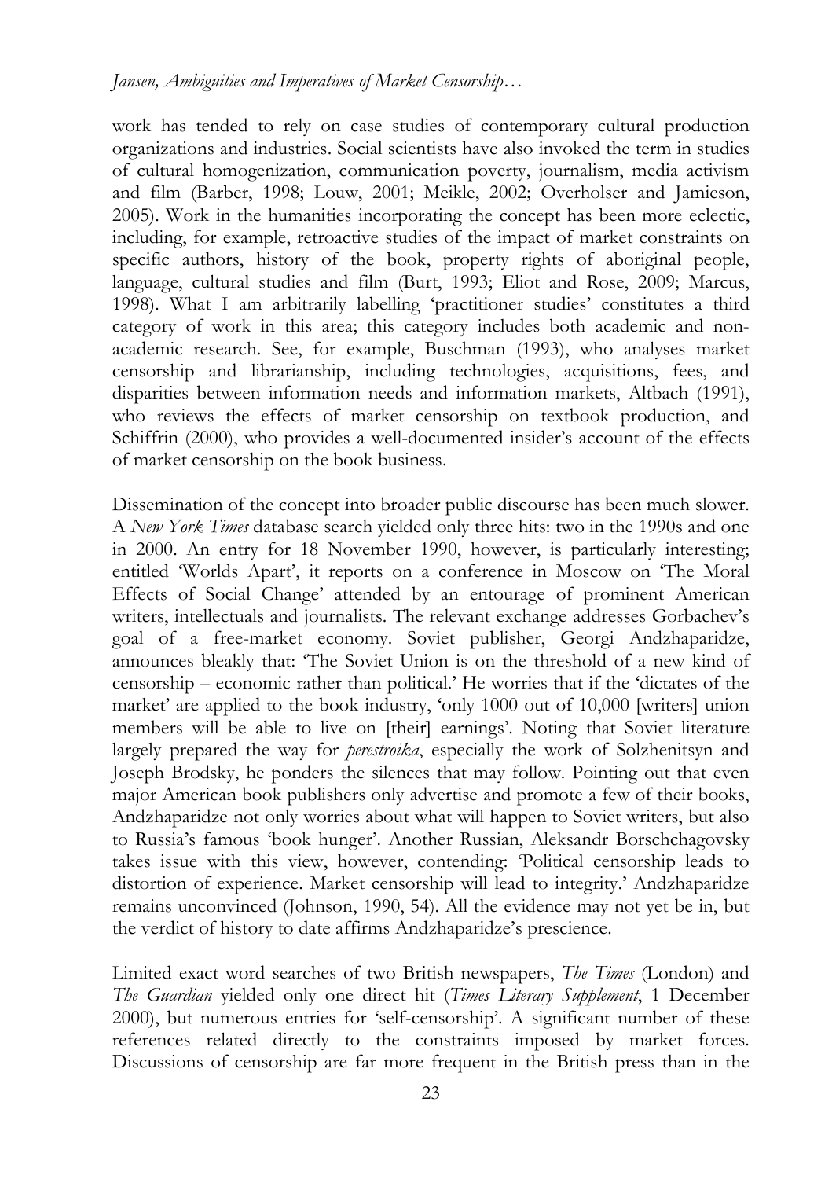work has tended to rely on case studies of contemporary cultural production organizations and industries. Social scientists have also invoked the term in studies of cultural homogenization, communication poverty, journalism, media activism and film (Barber, 1998; Louw, 2001; Meikle, 2002; Overholser and Jamieson, 2005). Work in the humanities incorporating the concept has been more eclectic, including, for example, retroactive studies of the impact of market constraints on specific authors, history of the book, property rights of aboriginal people, language, cultural studies and film (Burt, 1993; Eliot and Rose, 2009; Marcus, 1998). What I am arbitrarily labelling 'practitioner studies' constitutes a third category of work in this area; this category includes both academic and non-academic research. See, for example, Buschman (1993), who analyses market censorship and librarianship, including technologies, acquisitions, fees, and disparities between information needs and information markets, Altbach (1991), who reviews the effects of market censorship on textbook production, and Schiffrin (2000), who provides a well-documented insider's account of the effects of market censorship on the book business.

Dissemination of the concept into broader public discourse has been much slower. A *New York Times* database search yielded only three hits: two in the 1990s and one in 2000. An entry for 18 November 1990, however, is particularly interesting; entitled 'Worlds Apart', it reports on a conference in Moscow on 'The Moral Effects of Social Change' attended by an entourage of prominent American writers, intellectuals and journalists. The relevant exchange addresses Gorbachev's goal of a free-market economy. Soviet publisher, Georgi Andzhaparidze, announces bleakly that: 'The Soviet Union is on the threshold of a new kind of censorship – economic rather than political.' He worries that if the 'dictates of the market' are applied to the book industry, 'only 1000 out of 10,000 [writers] union members will be able to live on [their] earnings'. Noting that Soviet literature largely prepared the way for *perestroika*, especially the work of Solzhenitsyn and Joseph Brodsky, he ponders the silences that may follow. Pointing out that even major American book publishers only advertise and promote a few of their books, Andzhaparidze not only worries about what will happen to Soviet writers, but also to Russia's famous 'book hunger'. Another Russian, Aleksandr Borschchagovsky takes issue with this view, however, contending: 'Political censorship leads to distortion of experience. Market censorship will lead to integrity.' Andzhaparidze remains unconvinced (Johnson, 1990, 54). All the evidence may not yet be in, but the verdict of history to date affirms Andzhaparidze's prescience.

Limited exact word searches of two British newspapers, *The Times* (London) and *The Guardian* yielded only one direct hit (*Times Literary Supplement*, 1 December 2000), but numerous entries for 'self-censorship'. A significant number of these references related directly to the constraints imposed by market forces. Discussions of censorship are far more frequent in the British press than in the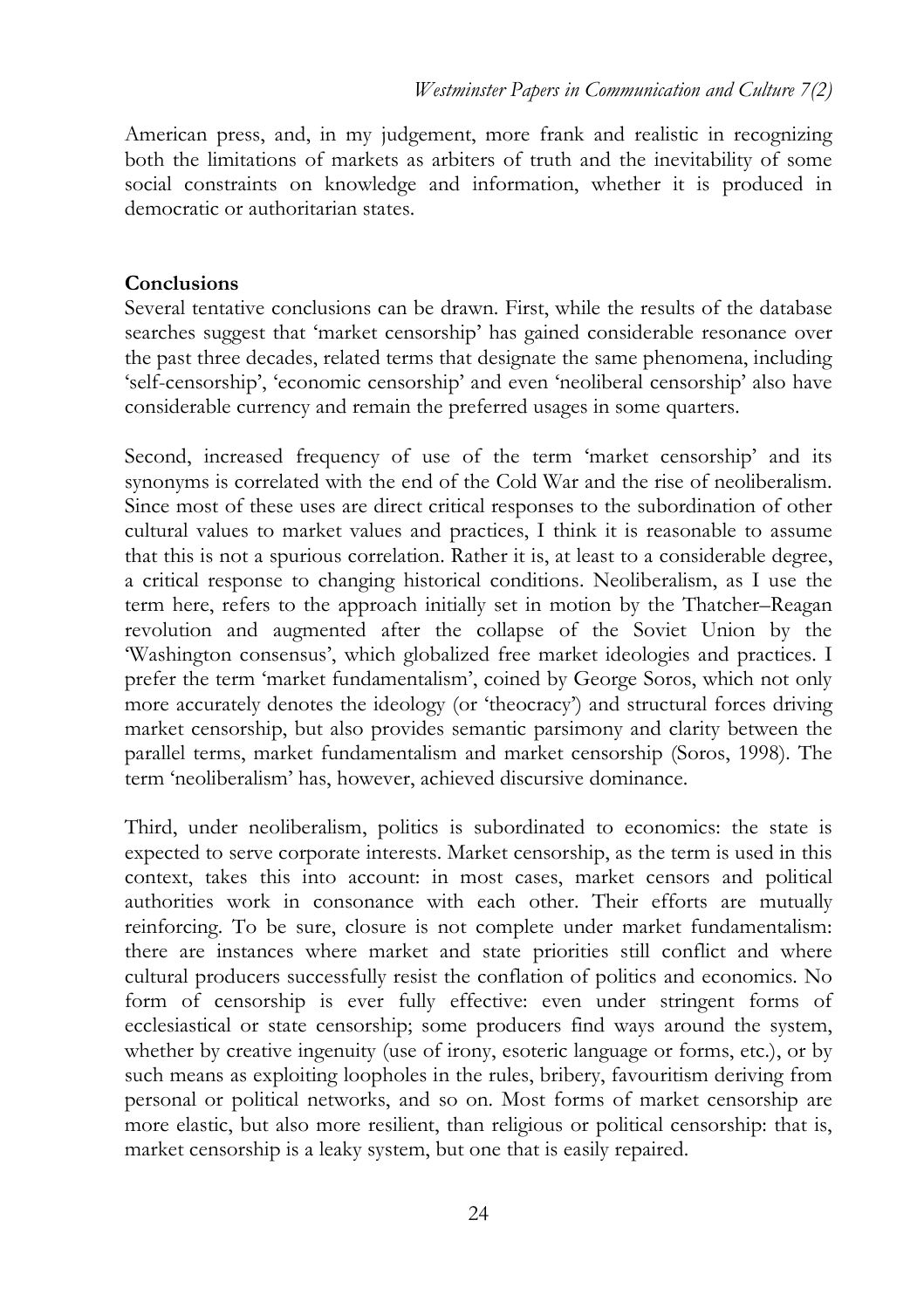American press, and, in my judgement, more frank and realistic in recognizing both the limitations of markets as arbiters of truth and the inevitability of some social constraints on knowledge and information, whether it is produced in democratic or authoritarian states.

## Conclusions

Several tentative conclusions can be drawn. First, while the results of the database searches suggest that 'market censorship' has gained considerable resonance over the past three decades, related terms that designate the same phenomena, including 'self-censorship', 'economic censorship' and even 'neoliberal censorship' also have considerable currency and remain the preferred usages in some quarters.

Second, increased frequency of use of the term 'market censorship' and its synonyms is correlated with the end of the Cold War and the rise of neoliberalism. Since most of these uses are direct critical responses to the subordination of other cultural values to market values and practices, I think it is reasonable to assume that this is not a spurious correlation. Rather it is, at least to a considerable degree, a critical response to changing historical conditions. Neoliberalism, as I use the term here, refers to the approach initially set in motion by the Thatcher–Reagan revolution and augmented after the collapse of the Soviet Union by the 'Washington consensus', which globalized free market ideologies and practices. I prefer the term 'market fundamentalism', coined by George Soros, which not only more accurately denotes the ideology (or 'theocracy') and structural forces driving market censorship, but also provides semantic parsimony and clarity between the parallel terms, market fundamentalism and market censorship (Soros, 1998). The term 'neoliberalism' has, however, achieved discursive dominance.

Third, under neoliberalism, politics is subordinated to economics: the state is expected to serve corporate interests. Market censorship, as the term is used in this context, takes this into account: in most cases, market censors and political authorities work in consonance with each other. Their efforts are mutually reinforcing. To be sure, closure is not complete under market fundamentalism: there are instances where market and state priorities still conflict and where cultural producers successfully resist the conflation of politics and economics. No form of censorship is ever fully effective: even under stringent forms of ecclesiastical or state censorship; some producers find ways around the system, whether by creative ingenuity (use of irony, esoteric language or forms, etc.), or by such means as exploiting loopholes in the rules, bribery, favouritism deriving from personal or political networks, and so on. Most forms of market censorship are more elastic, but also more resilient, than religious or political censorship: that is, market censorship is a leaky system, but one that is easily repaired.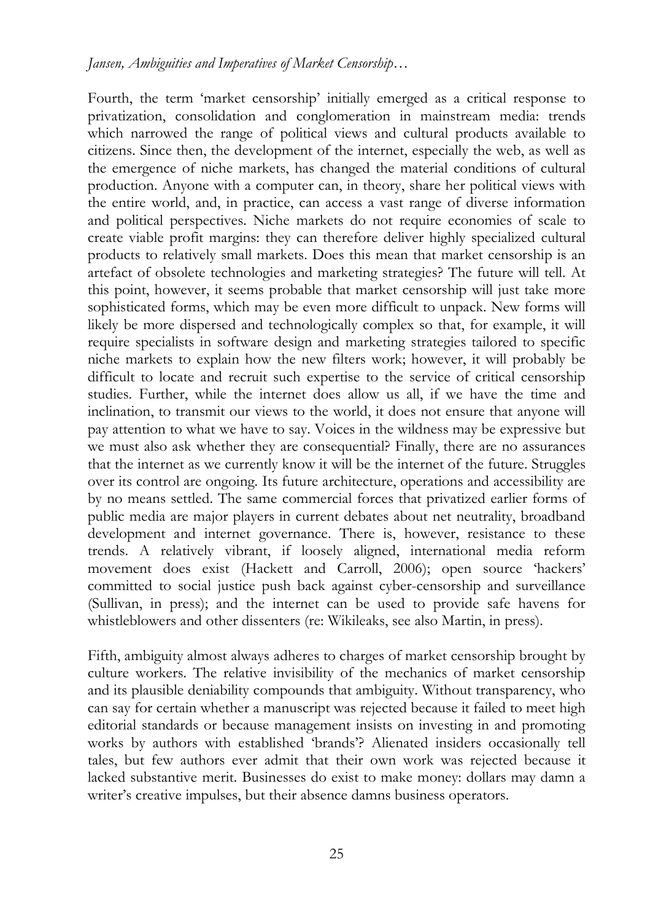Fourth, the term 'market censorship' initially emerged as a critical response to privatization, consolidation and conglomeration in mainstream media: trends which narrowed the range of political views and cultural products available to citizens. Since then, the development of the internet, especially the web, as well as the emergence of niche markets, has changed the material conditions of cultural production. Anyone with a computer can, in theory, share her political views with the entire world, and, in practice, can access a vast range of diverse information and political perspectives. Niche markets do not require economies of scale to create viable profit margins: they can therefore deliver highly specialized cultural products to relatively small markets. Does this mean that market censorship is an artefact of obsolete technologies and marketing strategies? The future will tell. At this point, however, it seems probable that market censorship will just take more sophisticated forms, which may be even more difficult to unpack. New forms will likely be more dispersed and technologically complex so that, for example, it will require specialists in software design and marketing strategies tailored to specific niche markets to explain how the new filters work; however, it will probably be difficult to locate and recruit such expertise to the service of critical censorship studies. Further, while the internet does allow us all, if we have the time and inclination, to transmit our views to the world, it does not ensure that anyone will pay attention to what we have to say. Voices in the wildness may be expressive but we must also ask whether they are consequential? Finally, there are no assurances that the internet as we currently know it will be the internet of the future. Struggles over its control are ongoing. Its future architecture, operations and accessibility are by no means settled. The same commercial forces that privatized earlier forms of public media are major players in current debates about net neutrality, broadband development and internet governance. There is, however, resistance to these trends. A relatively vibrant, if loosely aligned, international media reform movement does exist (Hackett and Carroll, 2006); open source 'hackers' committed to social justice push back against cyber-censorship and surveillance (Sullivan, in press); and the internet can be used to provide safe havens for whistleblowers and other dissenters (re: Wikileaks, see also Martin, in press).

Fifth, ambiguity almost always adheres to charges of market censorship brought by culture workers. The relative invisibility of the mechanics of market censorship and its plausible deniability compounds that ambiguity. Without transparency, who can say for certain whether a manuscript was rejected because it failed to meet high editorial standards or because management insists on investing in and promoting works by authors with established 'brands'? Alienated insiders occasionally tell tales, but few authors ever admit that their own work was rejected because it lacked substantive merit. Businesses do exist to make money: dollars may damn a writer's creative impulses, but their absence damns business operators.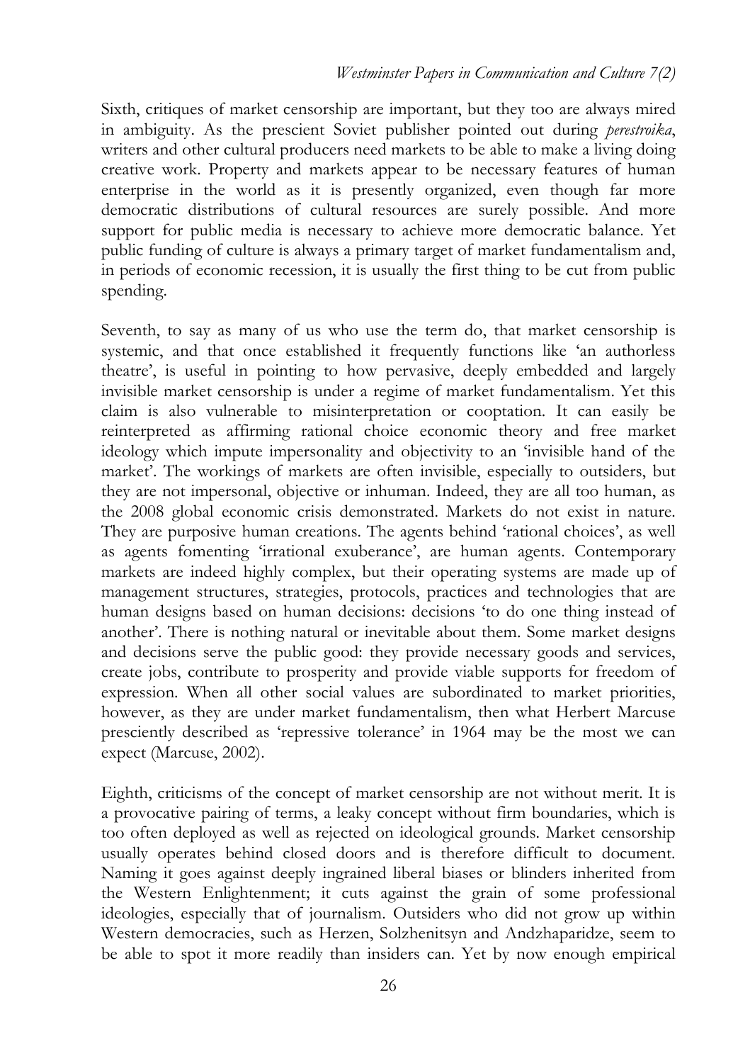Sixth, critiques of market censorship are important, but they too are always mired in ambiguity. As the prescient Soviet publisher pointed out during *perestroika*, writers and other cultural producers need markets to be able to make a living doing creative work. Property and markets appear to be necessary features of human enterprise in the world as it is presently organized, even though far more democratic distributions of cultural resources are surely possible. And more support for public media is necessary to achieve more democratic balance. Yet public funding of culture is always a primary target of market fundamentalism and, in periods of economic recession, it is usually the first thing to be cut from public spending.

Seventh, to say as many of us who use the term do, that market censorship is systemic, and that once established it frequently functions like 'an authorless theatre', is useful in pointing to how pervasive, deeply embedded and largely invisible market censorship is under a regime of market fundamentalism. Yet this claim is also vulnerable to misinterpretation or cooptation. It can easily be reinterpreted as affirming rational choice economic theory and free market ideology which impute impersonality and objectivity to an 'invisible hand of the market'. The workings of markets are often invisible, especially to outsiders, but they are not impersonal, objective or inhuman. Indeed, they are all too human, as the 2008 global economic crisis demonstrated. Markets do not exist in nature. They are purposive human creations. The agents behind 'rational choices', as well as agents fomenting 'irrational exuberance', are human agents. Contemporary markets are indeed highly complex, but their operating systems are made up of management structures, strategies, protocols, practices and technologies that are human designs based on human decisions: decisions 'to do one thing instead of another'. There is nothing natural or inevitable about them. Some market designs and decisions serve the public good: they provide necessary goods and services, create jobs, contribute to prosperity and provide viable supports for freedom of expression. When all other social values are subordinated to market priorities, however, as they are under market fundamentalism, then what Herbert Marcuse presciently described as 'repressive tolerance' in 1964 may be the most we can expect (Marcuse, 2002).

Eighth, criticisms of the concept of market censorship are not without merit. It is a provocative pairing of terms, a leaky concept without firm boundaries, which is too often deployed as well as rejected on ideological grounds. Market censorship usually operates behind closed doors and is therefore difficult to document. Naming it goes against deeply ingrained liberal biases or blinders inherited from the Western Enlightenment; it cuts against the grain of some professional ideologies, especially that of journalism. Outsiders who did not grow up within Western democracies, such as Herzen, Solzhenitsyn and Andzhaparidze, seem to be able to spot it more readily than insiders can. Yet by now enough empirical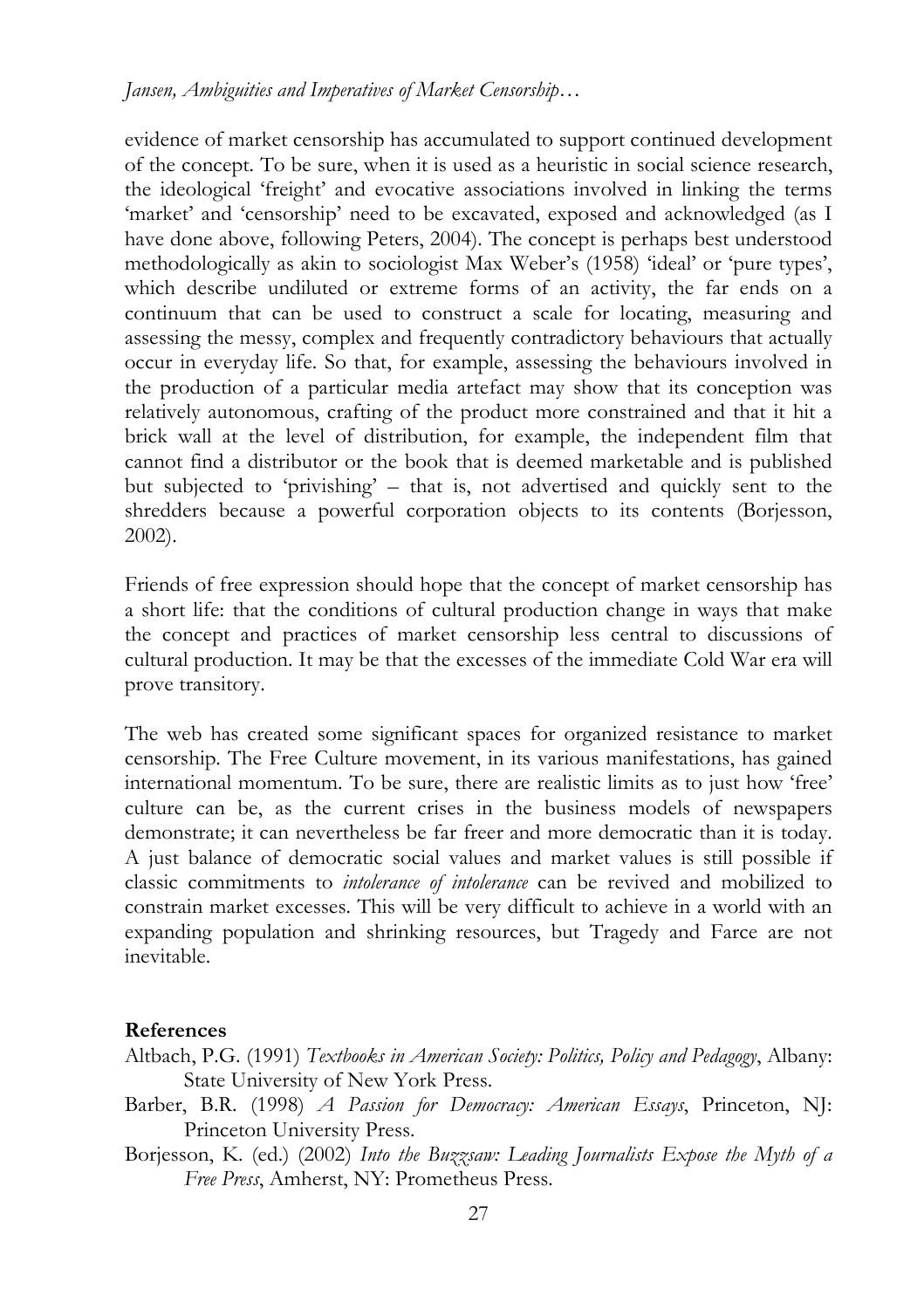evidence of market censorship has accumulated to support continued development of the concept. To be sure, when it is used as a heuristic in social science research, the ideological 'freight' and evocative associations involved in linking the terms 'market' and 'censorship' need to be excavated, exposed and acknowledged (as I have done above, following Peters, 2004). The concept is perhaps best understood methodologically as akin to sociologist Max Weber's (1958) 'ideal' or 'pure types', which describe undiluted or extreme forms of an activity, the far ends on a continuum that can be used to construct a scale for locating, measuring and assessing the messy, complex and frequently contradictory behaviours that actually occur in everyday life. So that, for example, assessing the behaviours involved in the production of a particular media artefact may show that its conception was relatively autonomous, crafting of the product more constrained and that it hit a brick wall at the level of distribution, for example, the independent film that cannot find a distributor or the book that is deemed marketable and is published but subjected to 'privishing' – that is, not advertised and quickly sent to the shredders because a powerful corporation objects to its contents (Borjesson, 2002).

Friends of free expression should hope that the concept of market censorship has a short life: that the conditions of cultural production change in ways that make the concept and practices of market censorship less central to discussions of cultural production. It may be that the excesses of the immediate Cold War era will prove transitory.

The web has created some significant spaces for organized resistance to market censorship. The Free Culture movement, in its various manifestations, has gained international momentum. To be sure, there are realistic limits as to just how 'free' culture can be, as the current crises in the business models of newspapers demonstrate; it can nevertheless be far freer and more democratic than it is today. A just balance of democratic social values and market values is still possible if classic commitments to *intolerance of intolerance* can be revived and mobilized to constrain market excesses. This will be very difficult to achieve in a world with an expanding population and shrinking resources, but Tragedy and Farce are not inevitable.

## References

Altbach, P.G. (1991) *Textbooks in American Society: Politics, Policy and Pedagogy*, Albany: State University of New York Press.

Barber, B.R. (1998) *A Passion for Democracy: American Essays*, Princeton, NJ: Princeton University Press.

Borjesson, K. (ed.) (2002) *Into the Buzzsaw: Leading Journalists Expose the Myth of a Free Press*, Amherst, NY: Prometheus Press.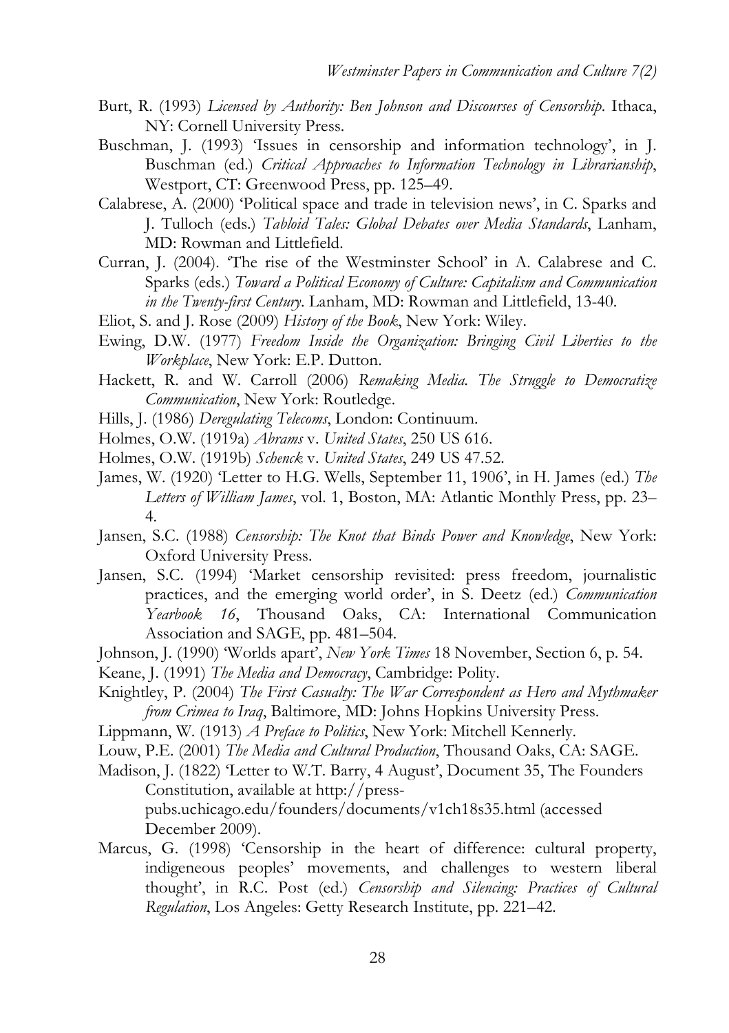Burt, R. (1993) *Licensed by Authority: Ben Johnson and Discourses of Censorship*. Ithaca, NY: Cornell University Press.

Buschman, J. (1993) 'Issues in censorship and information technology', in J. Buschman (ed.) *Critical Approaches to Information Technology in Librarianship*, Westport, CT: Greenwood Press, pp. 125–49.

Calabrese, A. (2000) 'Political space and trade in television news', in C. Sparks and J. Tulloch (eds.) *Tabloid Tales: Global Debates over Media Standards*, Lanham, MD: Rowman and Littlefield.

Curran, J. (2004). 'The rise of the Westminster School' in A. Calabrese and C. Sparks (eds.) *Toward a Political Economy of Culture: Capitalism and Communication in the Twenty-first Century*. Lanham, MD: Rowman and Littlefield, 13-40.

Eliot, S. and J. Rose (2009) *History of the Book*, New York: Wiley.

Ewing, D.W. (1977) *Freedom Inside the Organization: Bringing Civil Liberties to the Workplace*, New York: E.P. Dutton.

Hackett, R. and W. Carroll (2006) *Remaking Media. The Struggle to Democratize Communication*, New York: Routledge.

Hills, J. (1986) *Deregulating Telecoms*, London: Continuum.

Holmes, O.W. (1919a) *Abrams* v. *United States*, 250 US 616.

Holmes, O.W. (1919b) *Schenck* v. *United States*, 249 US 47.52.

James, W. (1920) 'Letter to H.G. Wells, September 11, 1906', in H. James (ed.) *The Letters of William James*, vol. 1, Boston, MA: Atlantic Monthly Press, pp. 23–4.

Jansen, S.C. (1988) *Censorship: The Knot that Binds Power and Knowledge*, New York: Oxford University Press.

Jansen, S.C. (1994) 'Market censorship revisited: press freedom, journalistic practices, and the emerging world order', in S. Deetz (ed.) *Communication Yearbook 16*, Thousand Oaks, CA: International Communication Association and SAGE, pp. 481–504.

Johnson, J. (1990) 'Worlds apart', *New York Times* 18 November, Section 6, p. 54.

Keane, J. (1991) *The Media and Democracy*, Cambridge: Polity.

Knightley, P. (2004) *The First Casualty: The War Correspondent as Hero and Mythmaker from Crimea to Iraq*, Baltimore, MD: Johns Hopkins University Press.

Lippmann, W. (1913) *A Preface to Politics*, New York: Mitchell Kennerly.

Louw, P.E. (2001) *The Media and Cultural Production*, Thousand Oaks, CA: SAGE.

Madison, J. (1822) 'Letter to W.T. Barry, 4 August', Document 35, The Founders Constitution, available at http://press-pubs.uchicago.edu/founders/documents/v1ch18s35.html (accessed December 2009).

Marcus, G. (1998) 'Censorship in the heart of difference: cultural property, indigeneous peoples' movements, and challenges to western liberal thought', in R.C. Post (ed.) *Censorship and Silencing: Practices of Cultural Regulation*, Los Angeles: Getty Research Institute, pp. 221–42.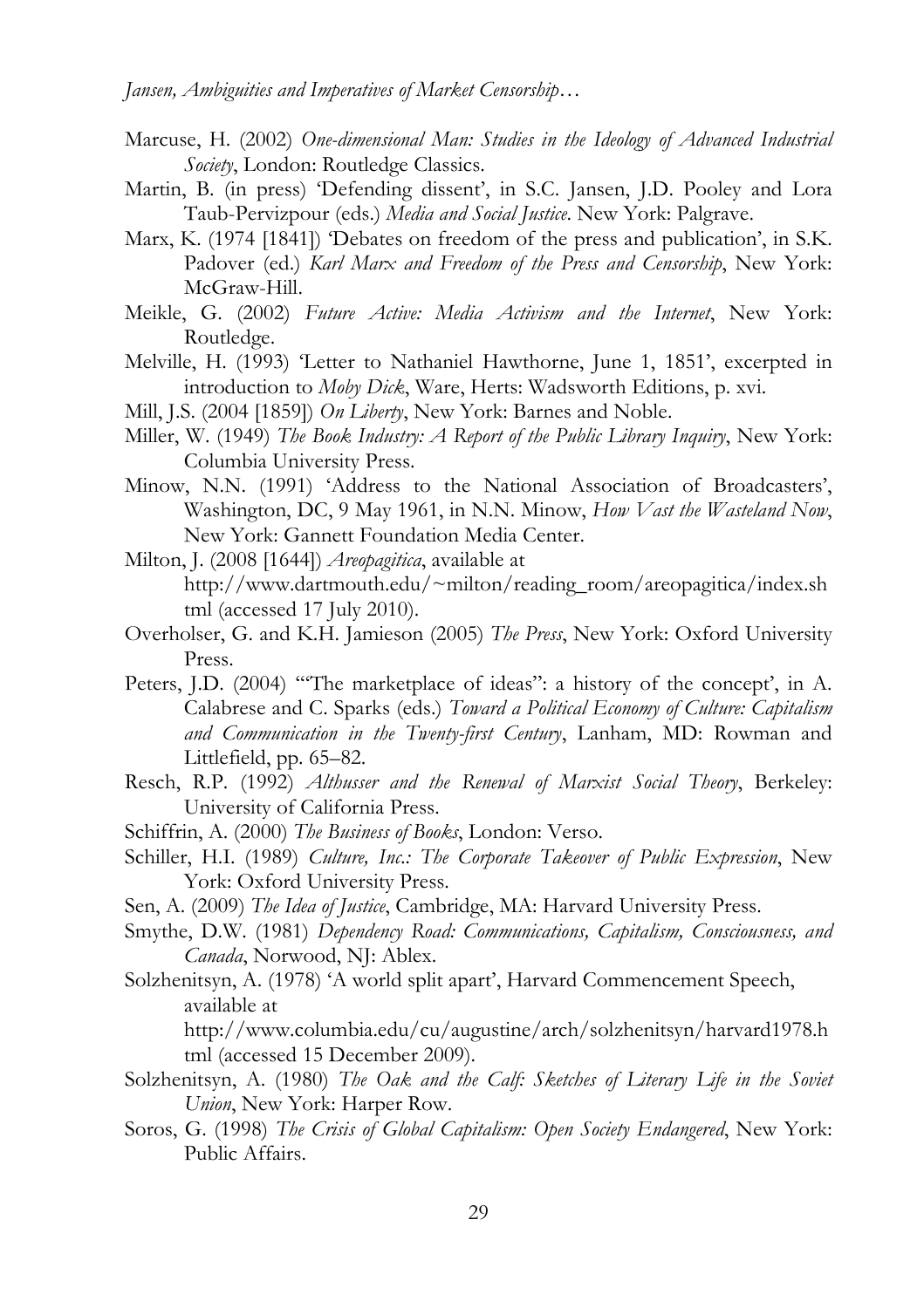Marcuse, H. (2002) *One-dimensional Man: Studies in the Ideology of Advanced Industrial Society*, London: Routledge Classics.

Martin, B. (in press) 'Defending dissent', in S.C. Jansen, J.D. Pooley and Lora Taub-Pervizpour (eds.) *Media and Social Justice*. New York: Palgrave.

Marx, K. (1974 [1841]) 'Debates on freedom of the press and publication', in S.K. Padover (ed.) *Karl Marx and Freedom of the Press and Censorship*, New York: McGraw-Hill.

Meikle, G. (2002) *Future Active: Media Activism and the Internet*, New York: Routledge.

Melville, H. (1993) 'Letter to Nathaniel Hawthorne, June 1, 1851', excerpted in introduction to *Moby Dick*, Ware, Herts: Wadsworth Editions, p. xvi.

Mill, J.S. (2004 [1859]) *On Liberty*, New York: Barnes and Noble.

Miller, W. (1949) *The Book Industry: A Report of the Public Library Inquiry*, New York: Columbia University Press.

Minow, N.N. (1991) 'Address to the National Association of Broadcasters', Washington, DC, 9 May 1961, in N.N. Minow, *How Vast the Wasteland Now*, New York: Gannett Foundation Media Center.

Milton, J. (2008 [1644]) *Areopagitica*, available at http://www.dartmouth.edu/~milton/reading_room/areopagitica/index.shtml (accessed 17 July 2010).

Overholser, G. and K.H. Jamieson (2005) *The Press*, New York: Oxford University Press.

Peters, J.D. (2004) '"The marketplace of ideas": a history of the concept', in A. Calabrese and C. Sparks (eds.) *Toward a Political Economy of Culture: Capitalism and Communication in the Twenty-first Century*, Lanham, MD: Rowman and Littlefield, pp. 65–82.

Resch, R.P. (1992) *Althusser and the Renewal of Marxist Social Theory*, Berkeley: University of California Press.

Schiffrin, A. (2000) *The Business of Books*, London: Verso.

Schiller, H.I. (1989) *Culture, Inc.: The Corporate Takeover of Public Expression*, New York: Oxford University Press.

Sen, A. (2009) *The Idea of Justice*, Cambridge, MA: Harvard University Press.

Smythe, D.W. (1981) *Dependency Road: Communications, Capitalism, Consciousness, and Canada*, Norwood, NJ: Ablex.

Solzhenitsyn, A. (1978) 'A world split apart', Harvard Commencement Speech, available at http://www.columbia.edu/cu/augustine/arch/solzhenitsyn/harvard1978.html (accessed 15 December 2009).

Solzhenitsyn, A. (1980) *The Oak and the Calf: Sketches of Literary Life in the Soviet Union*, New York: Harper Row.

Soros, G. (1998) *The Crisis of Global Capitalism: Open Society Endangered*, New York: Public Affairs.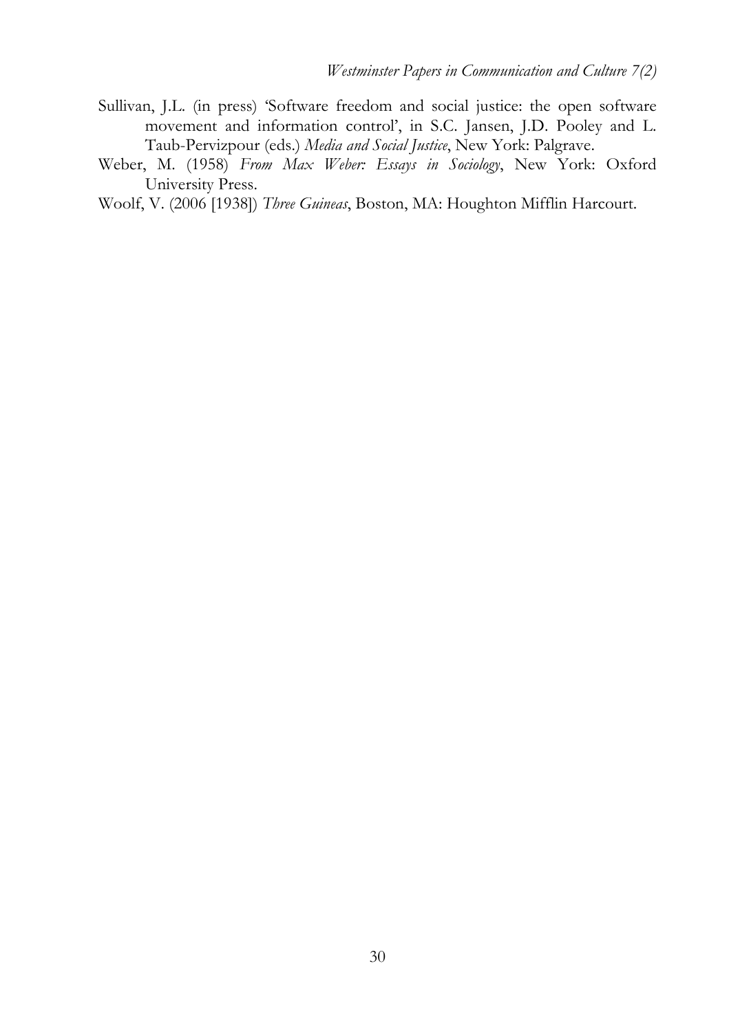Sullivan, J.L. (in press) 'Software freedom and social justice: the open software movement and information control', in S.C. Jansen, J.D. Pooley and L. Taub-Pervizpour (eds.) *Media and Social Justice*, New York: Palgrave.

Weber, M. (1958) *From Max Weber: Essays in Sociology*, New York: Oxford University Press.

Woolf, V. (2006 [1938]) *Three Guineas*, Boston, MA: Houghton Mifflin Harcourt.